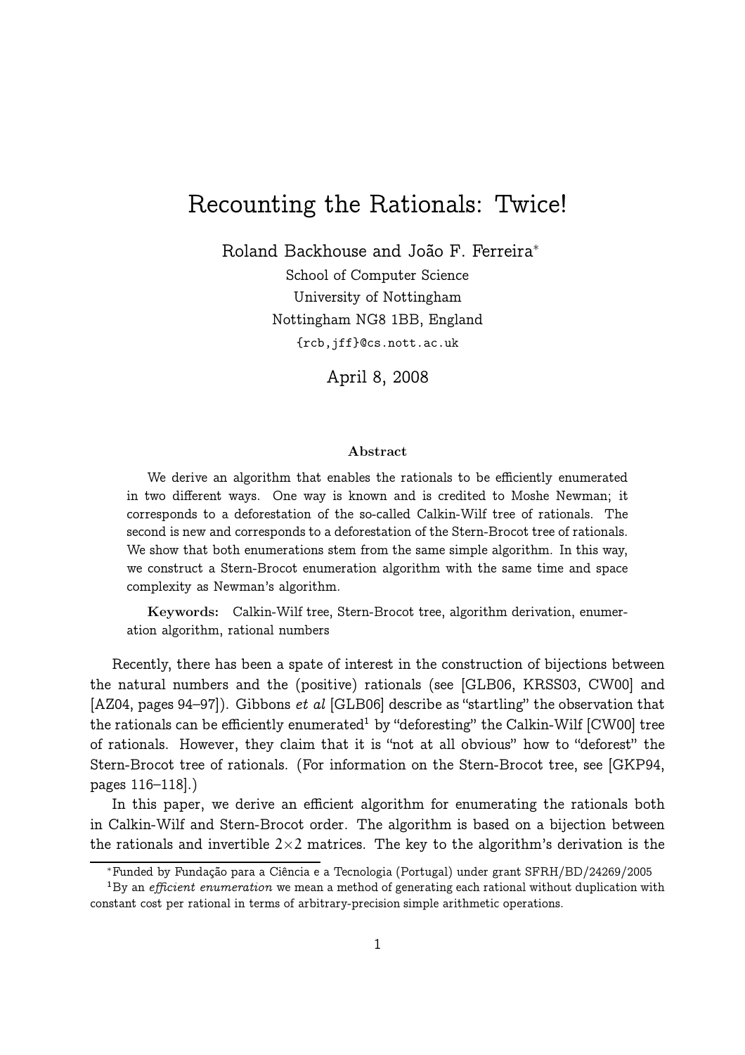# Recounting the Rationals: Twice!

Roland Backhouse and João F. Ferreira*

School of Computer Science
University of Nottingham
Nottingham NG8 1BB, England
{rcb,jff}@cs.nott.ac.uk

April 8, 2008

### Abstract

We derive an algorithm that enables the rationals to be efficiently enumerated in two different ways. One way is known and is credited to Moshe Newman; it corresponds to a deforestation of the so-called Calkin-Wilf tree of rationals. The second is new and corresponds to a deforestation of the Stern-Brocot tree of rationals. We show that both enumerations stem from the same simple algorithm. In this way, we construct a Stern-Brocot enumeration algorithm with the same time and space complexity as Newman's algorithm.

**Keywords:** Calkin-Wilf tree, Stern-Brocot tree, algorithm derivation, enumeration algorithm, rational numbers

Recently, there has been a spate of interest in the construction of bijections between the natural numbers and the (positive) rationals (see [GLB06, KRSS03, CW00] and [AZ04, pages 94–97]). Gibbons *et al* [GLB06] describe as "startling" the observation that the rationals can be efficiently enumerated[1] by "deforesting" the Calkin-Wilf [CW00] tree of rationals. However, they claim that it is "not at all obvious" how to "deforest" the Stern-Brocot tree of rationals. (For information on the Stern-Brocot tree, see [GKP94, pages 116–118].)

In this paper, we derive an efficient algorithm for enumerating the rationals both in Calkin-Wilf and Stern-Brocot order. The algorithm is based on a bijection between the rationals and invertible $2{\times}2$ matrices. The key to the algorithm's derivation is the

*Funded by Fundação para a Ciência e a Tecnologia (Portugal) under grant SFRH/BD/24269/2005

[1] By an *efficient enumeration* we mean a method of generating each rational without duplication with constant cost per rational in terms of arbitrary-precision simple arithmetic operations.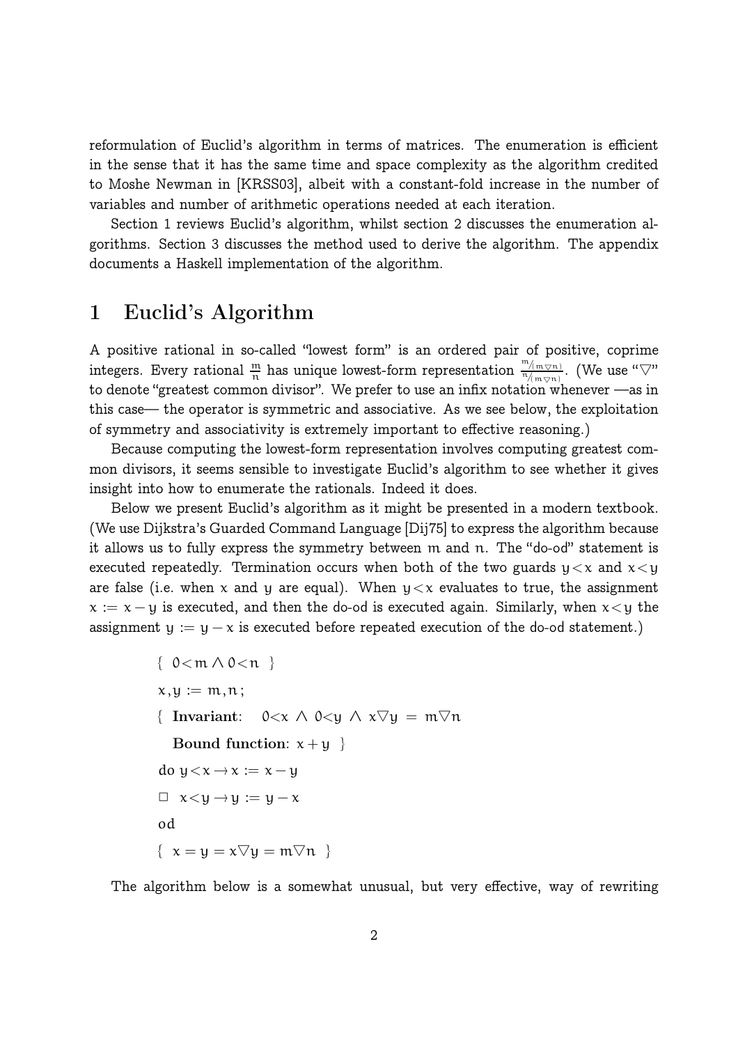reformulation of Euclid's algorithm in terms of matrices. The enumeration is efficient in the sense that it has the same time and space complexity as the algorithm credited to Moshe Newman in [KRSS03], albeit with a constant-fold increase in the number of variables and number of arithmetic operations needed at each iteration.

Section 1 reviews Euclid's algorithm, whilst section 2 discusses the enumeration algorithms. Section 3 discusses the method used to derive the algorithm. The appendix documents a Haskell implementation of the algorithm.

# 1 Euclid's Algorithm

A positive rational in so-called "lowest form" is an ordered pair of positive, coprime integers. Every rational $\frac{m}{n}$ has unique lowest-form representation $\frac{m/(m\triangledown n)}{n/(m\triangledown n)}$. (We use "$\triangledown$" to denote "greatest common divisor". We prefer to use an infix notation whenever —as in this case— the operator is symmetric and associative. As we see below, the exploitation of symmetry and associativity is extremely important to effective reasoning.)

Because computing the lowest-form representation involves computing greatest common divisors, it seems sensible to investigate Euclid's algorithm to see whether it gives insight into how to enumerate the rationals. Indeed it does.

Below we present Euclid's algorithm as it might be presented in a modern textbook. (We use Dijkstra's Guarded Command Language [Dij75] to express the algorithm because it allows us to fully express the symmetry between $m$ and $n$. The "do-od" statement is executed repeatedly. Termination occurs when both of the two guards $y<x$ and $x<y$ are false (i.e. when $x$ and $y$ are equal). When $y<x$ evaluates to true, the assignment $x := x-y$ is executed, and then the do-od is executed again. Similarly, when $x<y$ the assignment $y := y-x$ is executed before repeated execution of the do-od statement.)

$\{\ 0<m \wedge 0<n\ \}$

$x,y := m,n\,;$

$\{$ **Invariant**: $\ 0<x\ \wedge\ 0<y\ \wedge\ x\triangledown y\ =\ m\triangledown n$

  **Bound function**: $x+y\ \}$

do $y<x \rightarrow x := x-y$

$\Box\ \ x<y \rightarrow y := y-x$

od

$\{\ x=y=x\triangledown y=m\triangledown n\ \}$

The algorithm below is a somewhat unusual, but very effective, way of rewriting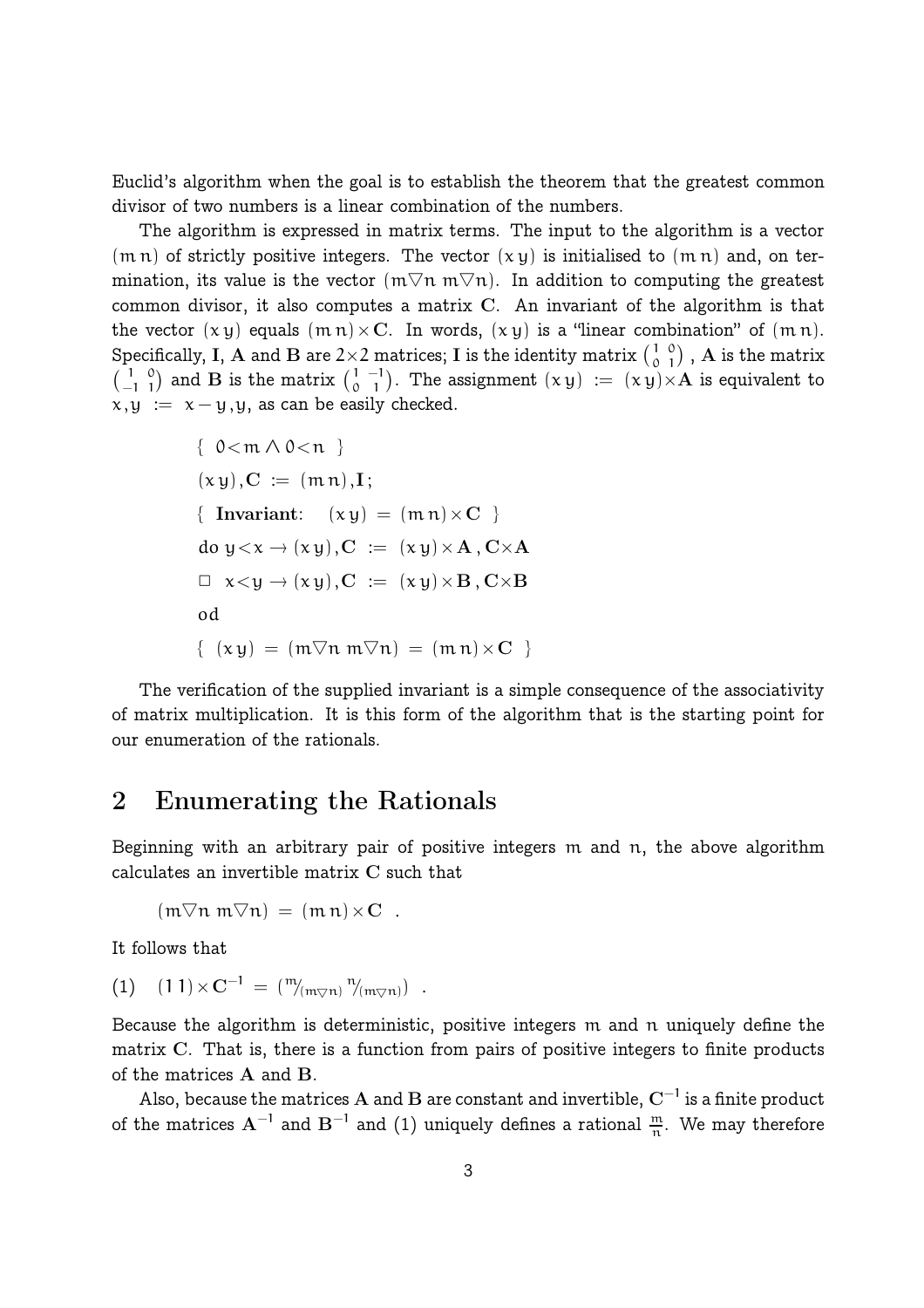Euclid's algorithm when the goal is to establish the theorem that the greatest common divisor of two numbers is a linear combination of the numbers.

The algorithm is expressed in matrix terms. The input to the algorithm is a vector $(m\,n)$ of strictly positive integers. The vector $(x\,y)$ is initialised to $(m\,n)$ and, on termination, its value is the vector $(m\triangledown n\;\, m\triangledown n)$. In addition to computing the greatest common divisor, it also computes a matrix $\mathbf{C}$. An invariant of the algorithm is that the vector $(x\,y)$ equals $(m\,n)\times\mathbf{C}$. In words, $(x\,y)$ is a "linear combination" of $(m\,n)$. Specifically, $\mathbf{I}$, $\mathbf{A}$ and $\mathbf{B}$ are $2\times 2$ matrices; $\mathbf{I}$ is the identity matrix $\left(\begin{smallmatrix}1 & 0\\ 0 & 1\end{smallmatrix}\right)$ , $\mathbf{A}$ is the matrix $\left(\begin{smallmatrix}1 & 0\\ -1 & 1\end{smallmatrix}\right)$ and $\mathbf{B}$ is the matrix $\left(\begin{smallmatrix}1 & -1\\ 0 & 1\end{smallmatrix}\right)$. The assignment $(x\,y) := (x\,y)\times\mathbf{A}$ is equivalent to $x,y := x-y\,,y$, as can be easily checked.

$$
\begin{array}{l}
\{\ 0<m \wedge 0<n\ \}\\
(x\,y),\mathbf{C} \ :=\ (m\,n),\mathbf{I}\,;\\
\{\ \textbf{Invariant}:\quad (x\,y) \ =\ (m\,n)\times\mathbf{C}\ \}\\
\mathrm{do}\ y<x \rightarrow (x\,y),\mathbf{C} \ :=\ (x\,y)\times\mathbf{A}\,,\,\mathbf{C}\times\mathbf{A}\\
\Box\ \ x<y \rightarrow (x\,y),\mathbf{C} \ :=\ (x\,y)\times\mathbf{B}\,,\,\mathbf{C}\times\mathbf{B}\\
\mathrm{od}\\
\{\ (x\,y) \ =\ (m\triangledown n\;\, m\triangledown n) \ =\ (m\,n)\times\mathbf{C}\ \}
\end{array}
$$

The verification of the supplied invariant is a simple consequence of the associativity of matrix multiplication. It is this form of the algorithm that is the starting point for our enumeration of the rationals.

## 2 Enumerating the Rationals

Beginning with an arbitrary pair of positive integers $m$ and $n$, the above algorithm calculates an invertible matrix $\mathbf{C}$ such that

$$(m\triangledown n\;\, m\triangledown n) \ =\ (m\,n)\times\mathbf{C}\quad .$$

It follows that

$$(1)\quad (1\,1)\times\mathbf{C}^{-1} \ =\ \left(\,{}^{m}\!/_{(m\triangledown n)}\;\, {}^{n}\!/_{(m\triangledown n)}\right)\quad .$$

Because the algorithm is deterministic, positive integers $m$ and $n$ uniquely define the matrix $\mathbf{C}$. That is, there is a function from pairs of positive integers to finite products of the matrices $\mathbf{A}$ and $\mathbf{B}$.

Also, because the matrices $\mathbf{A}$ and $\mathbf{B}$ are constant and invertible, $\mathbf{C}^{-1}$ is a finite product of the matrices $\mathbf{A}^{-1}$ and $\mathbf{B}^{-1}$ and (1) uniquely defines a rational $\frac{m}{n}$. We may therefore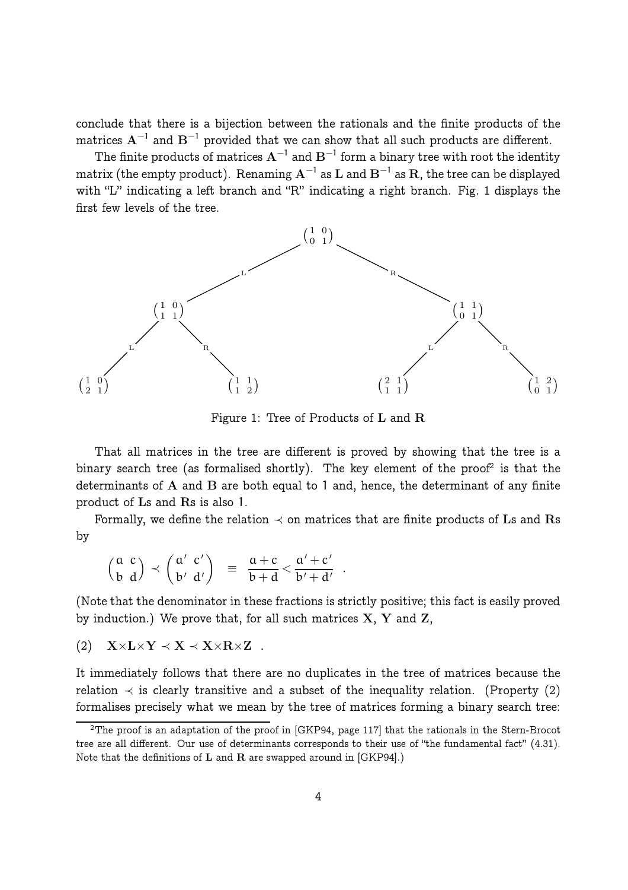conclude that there is a bijection between the rationals and the finite products of the matrices $\mathbf{A}^{-1}$ and $\mathbf{B}^{-1}$ provided that we can show that all such products are different.

The finite products of matrices $\mathbf{A}^{-1}$ and $\mathbf{B}^{-1}$ form a binary tree with root the identity matrix (the empty product). Renaming $\mathbf{A}^{-1}$ as $\mathbf{L}$ and $\mathbf{B}^{-1}$ as $\mathbf{R}$, the tree can be displayed with "L" indicating a left branch and "R" indicating a right branch. Fig. 1 displays the first few levels of the tree.

$$
\begin{array}{c}
\begin{pmatrix}1&0\\0&1\end{pmatrix} \\
\swarrow_{\mathrm{L}} \qquad\qquad\qquad\qquad \searrow^{\mathrm{R}} \\
\begin{pmatrix}1&0\\1&1\end{pmatrix} \qquad\qquad\qquad\qquad\qquad \begin{pmatrix}1&1\\0&1\end{pmatrix} \\
\swarrow_{\mathrm{L}} \quad \searrow^{\mathrm{R}} \qquad\qquad\qquad \swarrow_{\mathrm{L}} \quad \searrow^{\mathrm{R}} \\
\begin{pmatrix}1&0\\2&1\end{pmatrix} \quad \begin{pmatrix}1&1\\1&2\end{pmatrix} \qquad\qquad \begin{pmatrix}2&1\\1&1\end{pmatrix} \quad \begin{pmatrix}1&2\\0&1\end{pmatrix}
\end{array}
$$

Figure 1: Tree of Products of $\mathbf{L}$ and $\mathbf{R}$

That all matrices in the tree are different is proved by showing that the tree is a binary search tree (as formalised shortly). The key element of the proof[2] is that the determinants of $\mathbf{A}$ and $\mathbf{B}$ are both equal to 1 and, hence, the determinant of any finite product of $\mathbf{L}$s and $\mathbf{R}$s is also 1.

Formally, we define the relation $\prec$ on matrices that are finite products of $\mathbf{L}$s and $\mathbf{R}$s by

$$
\begin{pmatrix} a & c \\ b & d \end{pmatrix} \prec \begin{pmatrix} a' & c' \\ b' & d' \end{pmatrix} \quad \equiv \quad \frac{a+c}{b+d} < \frac{a'+c'}{b'+d'} \quad .
$$

(Note that the denominator in these fractions is strictly positive; this fact is easily proved by induction.) We prove that, for all such matrices $\mathbf{X}$, $\mathbf{Y}$ and $\mathbf{Z}$,

$$
(2) \quad \mathbf{X}{\times}\mathbf{L}{\times}\mathbf{Y} \prec \mathbf{X} \prec \mathbf{X}{\times}\mathbf{R}{\times}\mathbf{Z} \quad .
$$

It immediately follows that there are no duplicates in the tree of matrices because the relation $\prec$ is clearly transitive and a subset of the inequality relation. (Property (2) formalises precisely what we mean by the tree of matrices forming a binary search tree:

[2] The proof is an adaptation of the proof in [GKP94, page 117] that the rationals in the Stern-Brocot tree are all different. Our use of determinants corresponds to their use of "the fundamental fact" (4.31). Note that the definitions of $\mathbf{L}$ and $\mathbf{R}$ are swapped around in [GKP94].)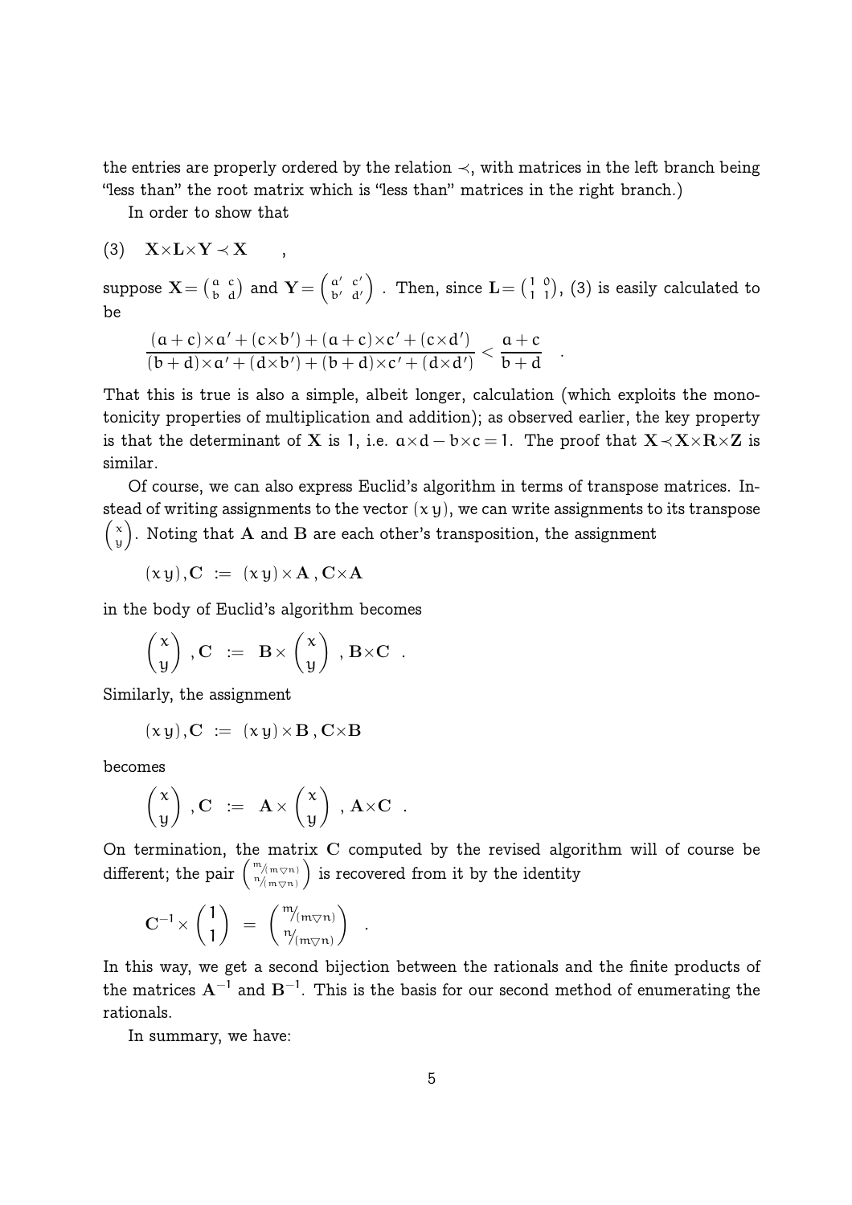the entries are properly ordered by the relation $\prec$, with matrices in the left branch being "less than" the root matrix which is "less than" matrices in the right branch.)

In order to show that

$$(3) \quad \mathbf{X}\times\mathbf{L}\times\mathbf{Y} \prec \mathbf{X} \quad ,$$

suppose $\mathbf{X} = \begin{pmatrix} a & c \\ b & d \end{pmatrix}$ and $\mathbf{Y} = \begin{pmatrix} a' & c' \\ b' & d' \end{pmatrix}$. Then, since $\mathbf{L} = \begin{pmatrix} 1 & 0 \\ 1 & 1 \end{pmatrix}$, (3) is easily calculated to be

$$\frac{(a+c)\times a' + (c\times b') + (a+c)\times c' + (c\times d')}{(b+d)\times a' + (d\times b') + (b+d)\times c' + (d\times d')} < \frac{a+c}{b+d} \quad .$$

That this is true is also a simple, albeit longer, calculation (which exploits the monotonicity properties of multiplication and addition); as observed earlier, the key property is that the determinant of $\mathbf{X}$ is 1, i.e. $a\times d - b\times c = 1$. The proof that $\mathbf{X} \prec \mathbf{X}\times\mathbf{R}\times\mathbf{Z}$ is similar.

Of course, we can also express Euclid's algorithm in terms of transpose matrices. Instead of writing assignments to the vector $(x\ y)$, we can write assignments to its transpose $\begin{pmatrix} x \\ y \end{pmatrix}$. Noting that $\mathbf{A}$ and $\mathbf{B}$ are each other's transposition, the assignment

$$(x\ y), \mathbf{C} \ := \ (x\ y)\times\mathbf{A} \, , \mathbf{C}\times\mathbf{A}$$

in the body of Euclid's algorithm becomes

$$\begin{pmatrix} x \\ y \end{pmatrix} , \mathbf{C} \ := \ \mathbf{B}\times\begin{pmatrix} x \\ y \end{pmatrix} , \mathbf{B}\times\mathbf{C} \quad .$$

Similarly, the assignment

$$(x\ y), \mathbf{C} \ := \ (x\ y)\times\mathbf{B} \, , \mathbf{C}\times\mathbf{B}$$

becomes

$$\begin{pmatrix} x \\ y \end{pmatrix} , \mathbf{C} \ := \ \mathbf{A}\times\begin{pmatrix} x \\ y \end{pmatrix} , \mathbf{A}\times\mathbf{C} \quad .$$

On termination, the matrix $\mathbf{C}$ computed by the revised algorithm will of course be different; the pair $\begin{pmatrix} m/(m\triangledown n) \\ n/(m\triangledown n) \end{pmatrix}$ is recovered from it by the identity

$$\mathbf{C}^{-1}\times\begin{pmatrix} 1 \\ 1 \end{pmatrix} \ = \ \begin{pmatrix} m/(m\triangledown n) \\ n/(m\triangledown n) \end{pmatrix} \quad .$$

In this way, we get a second bijection between the rationals and the finite products of the matrices $\mathbf{A}^{-1}$ and $\mathbf{B}^{-1}$. This is the basis for our second method of enumerating the rationals.

In summary, we have: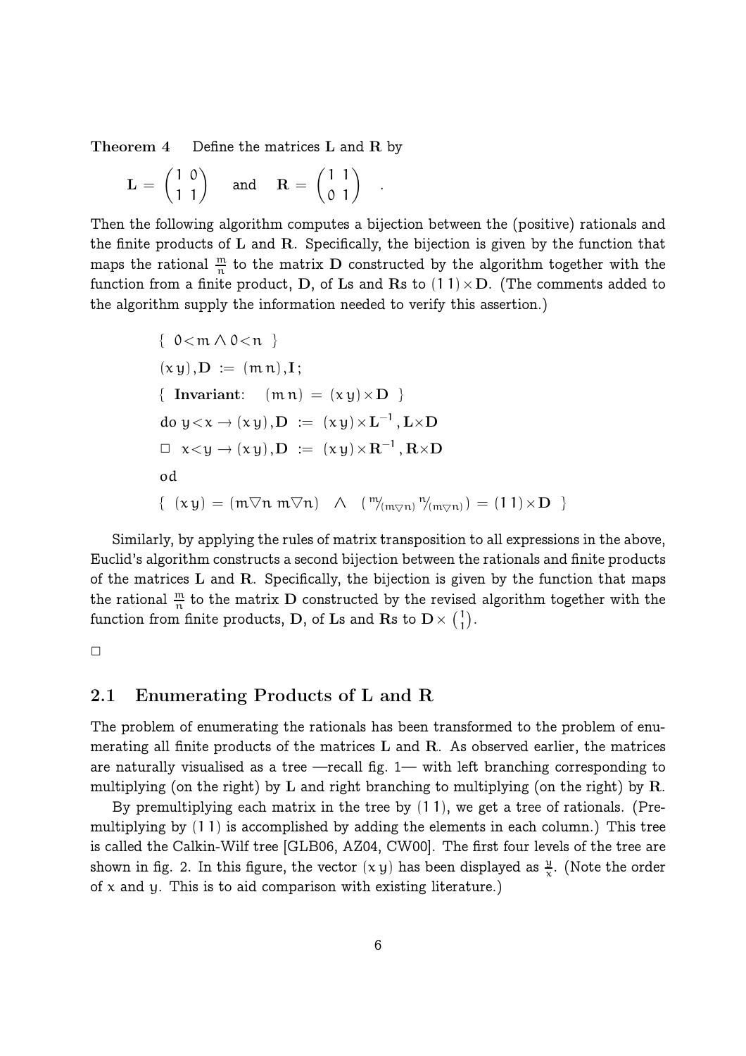**Theorem 4** Define the matrices $\mathbf{L}$ and $\mathbf{R}$ by

$$\mathbf{L} = \begin{pmatrix} 1 & 0 \\ 1 & 1 \end{pmatrix} \quad \text{and} \quad \mathbf{R} = \begin{pmatrix} 1 & 1 \\ 0 & 1 \end{pmatrix} \quad .$$

Then the following algorithm computes a bijection between the (positive) rationals and the finite products of $\mathbf{L}$ and $\mathbf{R}$. Specifically, the bijection is given by the function that maps the rational $\frac{m}{n}$ to the matrix $\mathbf{D}$ constructed by the algorithm together with the function from a finite product, $\mathbf{D}$, of $\mathbf{L}$s and $\mathbf{R}$s to $(1\,1)\times\mathbf{D}$. (The comments added to the algorithm supply the information needed to verify this assertion.)

$$\{\ 0{<}m \wedge 0{<}n\ \}$$

$$(x\,y), \mathbf{D} \ := \ (m\,n), \mathbf{I}\,;$$

$$\{\ \textbf{Invariant:} \quad (m\,n) \ = \ (x\,y)\times\mathbf{D}\ \}$$

$$\text{do } y{<}x \rightarrow (x\,y), \mathbf{D} \ := \ (x\,y)\times\mathbf{L}^{-1}, \mathbf{L}\times\mathbf{D}$$

$$\Box \ \ x{<}y \rightarrow (x\,y), \mathbf{D} \ := \ (x\,y)\times\mathbf{R}^{-1}, \mathbf{R}\times\mathbf{D}$$

$$\text{od}$$

$$\{\ (x\,y) = (m\triangledown n\ \ m\triangledown n) \quad \wedge \quad ({}^{m}\!/_{(m\triangledown n)}\ {}^{n}\!/_{(m\triangledown n)}) \ = \ (1\,1)\times\mathbf{D}\ \}$$

Similarly, by applying the rules of matrix transposition to all expressions in the above, Euclid's algorithm constructs a second bijection between the rationals and finite products of the matrices $\mathbf{L}$ and $\mathbf{R}$. Specifically, the bijection is given by the function that maps the rational $\frac{m}{n}$ to the matrix $\mathbf{D}$ constructed by the revised algorithm together with the function from finite products, $\mathbf{D}$, of $\mathbf{L}$s and $\mathbf{R}$s to $\mathbf{D}\times\binom{1}{1}$.

□

## 2.1 Enumerating Products of L and R

The problem of enumerating the rationals has been transformed to the problem of enumerating all finite products of the matrices $\mathbf{L}$ and $\mathbf{R}$. As observed earlier, the matrices are naturally visualised as a tree —recall fig. 1— with left branching corresponding to multiplying (on the right) by $\mathbf{L}$ and right branching to multiplying (on the right) by $\mathbf{R}$.

By premultiplying each matrix in the tree by $(1\,1)$, we get a tree of rationals. (Premultiplying by $(1\,1)$ is accomplished by adding the elements in each column.) This tree is called the Calkin-Wilf tree [GLB06, AZ04, CW00]. The first four levels of the tree are shown in fig. 2. In this figure, the vector $(x\,y)$ has been displayed as $\frac{y}{x}$. (Note the order of $x$ and $y$. This is to aid comparison with existing literature.)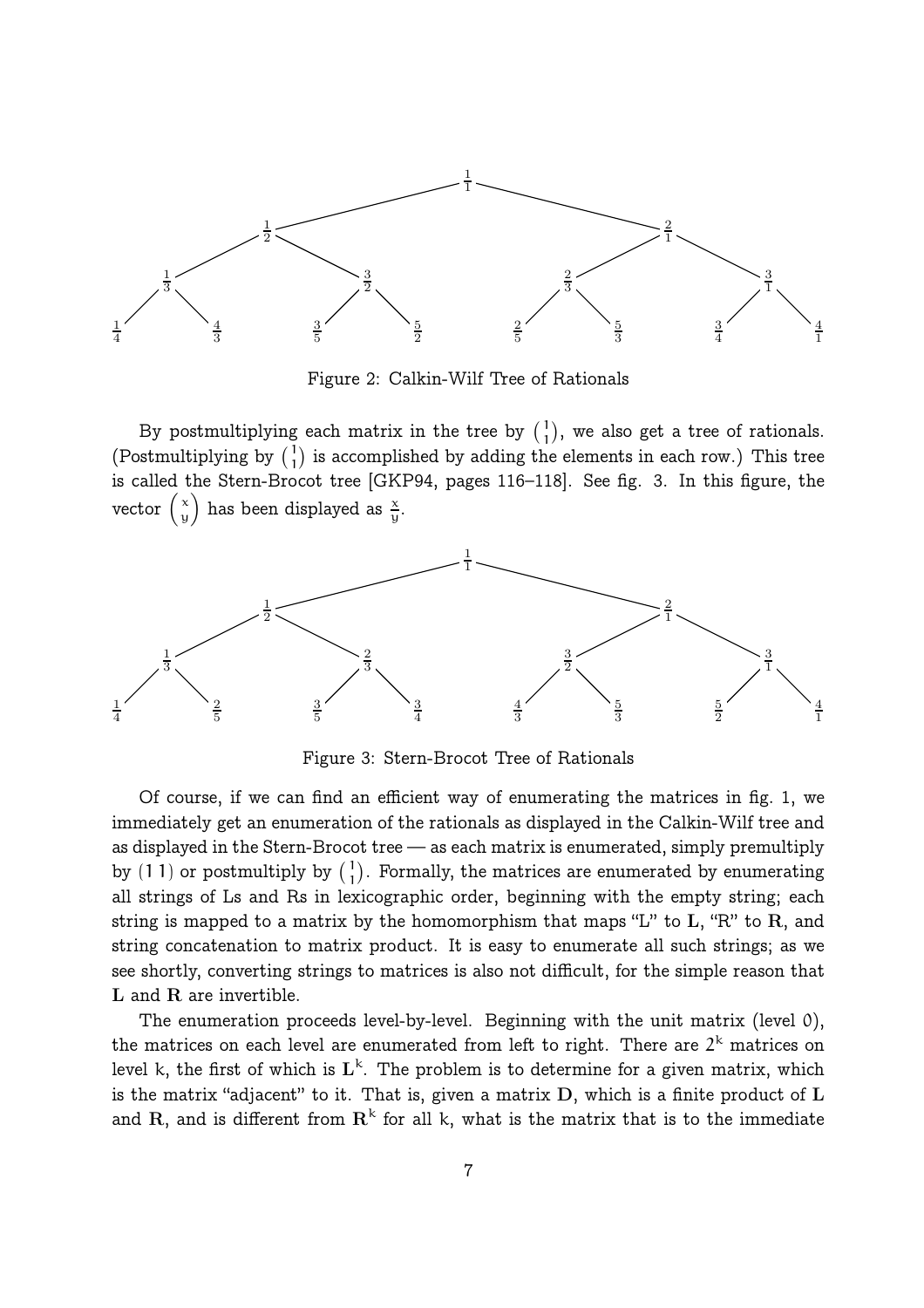$$\frac{1}{1}$$

$$\frac{1}{2} \qquad \frac{2}{1}$$

$$\frac{1}{3} \qquad \frac{3}{2} \qquad \frac{2}{3} \qquad \frac{3}{1}$$

$$\frac{1}{4} \quad \frac{4}{3} \quad \frac{3}{5} \quad \frac{5}{2} \quad \frac{2}{5} \quad \frac{5}{3} \quad \frac{3}{4} \quad \frac{4}{1}$$

Figure 2: Calkin-Wilf Tree of Rationals

By postmultiplying each matrix in the tree by $\binom{1}{1}$, we also get a tree of rationals. (Postmultiplying by $\binom{1}{1}$ is accomplished by adding the elements in each row.) This tree is called the Stern-Brocot tree [GKP94, pages 116–118]. See fig. 3. In this figure, the vector $\begin{pmatrix} x \\ y \end{pmatrix}$ has been displayed as $\frac{x}{y}$.

$$\frac{1}{1}$$

$$\frac{1}{2} \qquad \frac{2}{1}$$

$$\frac{1}{3} \qquad \frac{2}{3} \qquad \frac{3}{2} \qquad \frac{3}{1}$$

$$\frac{1}{4} \quad \frac{2}{5} \quad \frac{3}{5} \quad \frac{3}{4} \quad \frac{4}{3} \quad \frac{5}{3} \quad \frac{5}{2} \quad \frac{4}{1}$$

Figure 3: Stern-Brocot Tree of Rationals

Of course, if we can find an efficient way of enumerating the matrices in fig. 1, we immediately get an enumeration of the rationals as displayed in the Calkin-Wilf tree and as displayed in the Stern-Brocot tree — as each matrix is enumerated, simply premultiply by $(1\,1)$ or postmultiply by $\binom{1}{1}$. Formally, the matrices are enumerated by enumerating all strings of Ls and Rs in lexicographic order, beginning with the empty string; each string is mapped to a matrix by the homomorphism that maps "L" to $\mathbf{L}$, "R" to $\mathbf{R}$, and string concatenation to matrix product. It is easy to enumerate all such strings; as we see shortly, converting strings to matrices is also not difficult, for the simple reason that $\mathbf{L}$ and $\mathbf{R}$ are invertible.

The enumeration proceeds level-by-level. Beginning with the unit matrix (level 0), the matrices on each level are enumerated from left to right. There are $2^k$ matrices on level $k$, the first of which is $\mathbf{L}^k$. The problem is to determine for a given matrix, which is the matrix "adjacent" to it. That is, given a matrix $\mathbf{D}$, which is a finite product of $\mathbf{L}$ and $\mathbf{R}$, and is different from $\mathbf{R}^k$ for all $k$, what is the matrix that is to the immediate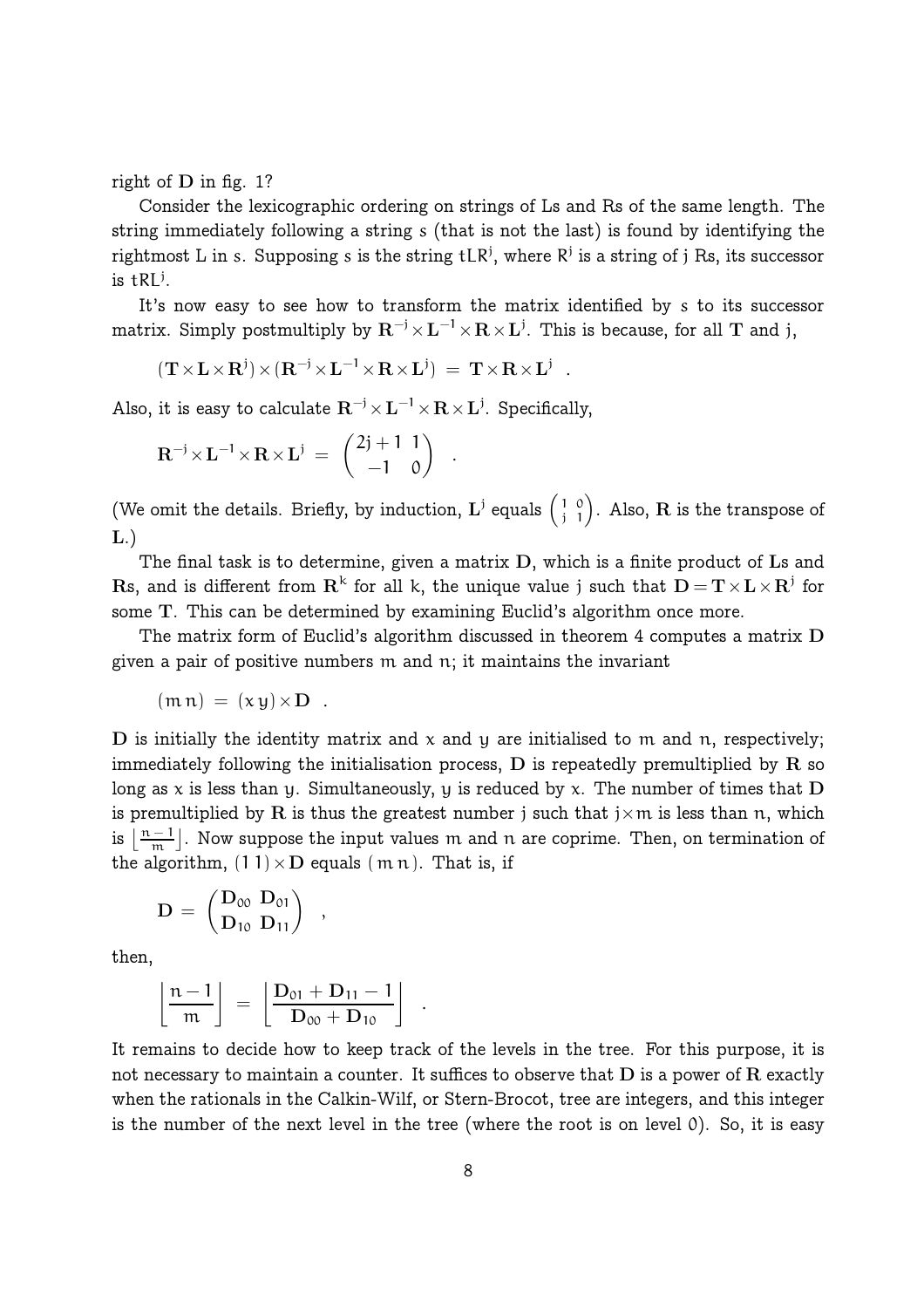right of $\mathbf{D}$ in fig. 1?

Consider the lexicographic ordering on strings of Ls and Rs of the same length. The string immediately following a string s (that is not the last) is found by identifying the rightmost L in s. Supposing s is the string $\mathsf{tLR}^{\mathsf{j}}$, where $\mathsf{R}^{\mathsf{j}}$ is a string of j Rs, its successor is $\mathsf{tRL}^{\mathsf{j}}$.

It's now easy to see how to transform the matrix identified by s to its successor matrix. Simply postmultiply by $\mathbf{R}^{-j}\times\mathbf{L}^{-1}\times\mathbf{R}\times\mathbf{L}^{j}$. This is because, for all $\mathbf{T}$ and j,

$$(\mathbf{T}\times\mathbf{L}\times\mathbf{R}^{j})\times(\mathbf{R}^{-j}\times\mathbf{L}^{-1}\times\mathbf{R}\times\mathbf{L}^{j}) \;=\; \mathbf{T}\times\mathbf{R}\times\mathbf{L}^{j} \quad .$$

Also, it is easy to calculate $\mathbf{R}^{-j}\times\mathbf{L}^{-1}\times\mathbf{R}\times\mathbf{L}^{j}$. Specifically,

$$\mathbf{R}^{-j}\times\mathbf{L}^{-1}\times\mathbf{R}\times\mathbf{L}^{j} \;=\; \begin{pmatrix} 2j+1 & 1 \\ -1 & 0 \end{pmatrix} \quad .$$

(We omit the details. Briefly, by induction, $\mathbf{L}^{j}$ equals $\left(\begin{smallmatrix} 1 & 0 \\ j & 1 \end{smallmatrix}\right)$. Also, $\mathbf{R}$ is the transpose of $\mathbf{L}$.)

The final task is to determine, given a matrix $\mathbf{D}$, which is a finite product of $\mathbf{L}$s and $\mathbf{R}$s, and is different from $\mathbf{R}^{k}$ for all k, the unique value j such that $\mathbf{D}=\mathbf{T}\times\mathbf{L}\times\mathbf{R}^{j}$ for some $\mathbf{T}$. This can be determined by examining Euclid's algorithm once more.

The matrix form of Euclid's algorithm discussed in theorem 4 computes a matrix $\mathbf{D}$ given a pair of positive numbers m and n; it maintains the invariant

$$(m\;n) \;=\; (x\;y)\times\mathbf{D} \quad .$$

$\mathbf{D}$ is initially the identity matrix and x and y are initialised to m and n, respectively; immediately following the initialisation process, $\mathbf{D}$ is repeatedly premultiplied by $\mathbf{R}$ so long as x is less than y. Simultaneously, y is reduced by x. The number of times that $\mathbf{D}$ is premultiplied by $\mathbf{R}$ is thus the greatest number j such that $j\times m$ is less than n, which is $\left\lfloor \frac{n-1}{m} \right\rfloor$. Now suppose the input values m and n are coprime. Then, on termination of the algorithm, $(1\;1)\times\mathbf{D}$ equals $(m\;n)$. That is, if

$$\mathbf{D} \;=\; \begin{pmatrix} \mathbf{D}_{00} & \mathbf{D}_{01} \\ \mathbf{D}_{10} & \mathbf{D}_{11} \end{pmatrix} \quad ,$$

then,

$$\left\lfloor \frac{n-1}{m} \right\rfloor \;=\; \left\lfloor \frac{\mathbf{D}_{01}+\mathbf{D}_{11}-1}{\mathbf{D}_{00}+\mathbf{D}_{10}} \right\rfloor \quad .$$

It remains to decide how to keep track of the levels in the tree. For this purpose, it is not necessary to maintain a counter. It suffices to observe that $\mathbf{D}$ is a power of $\mathbf{R}$ exactly when the rationals in the Calkin-Wilf, or Stern-Brocot, tree are integers, and this integer is the number of the next level in the tree (where the root is on level 0). So, it is easy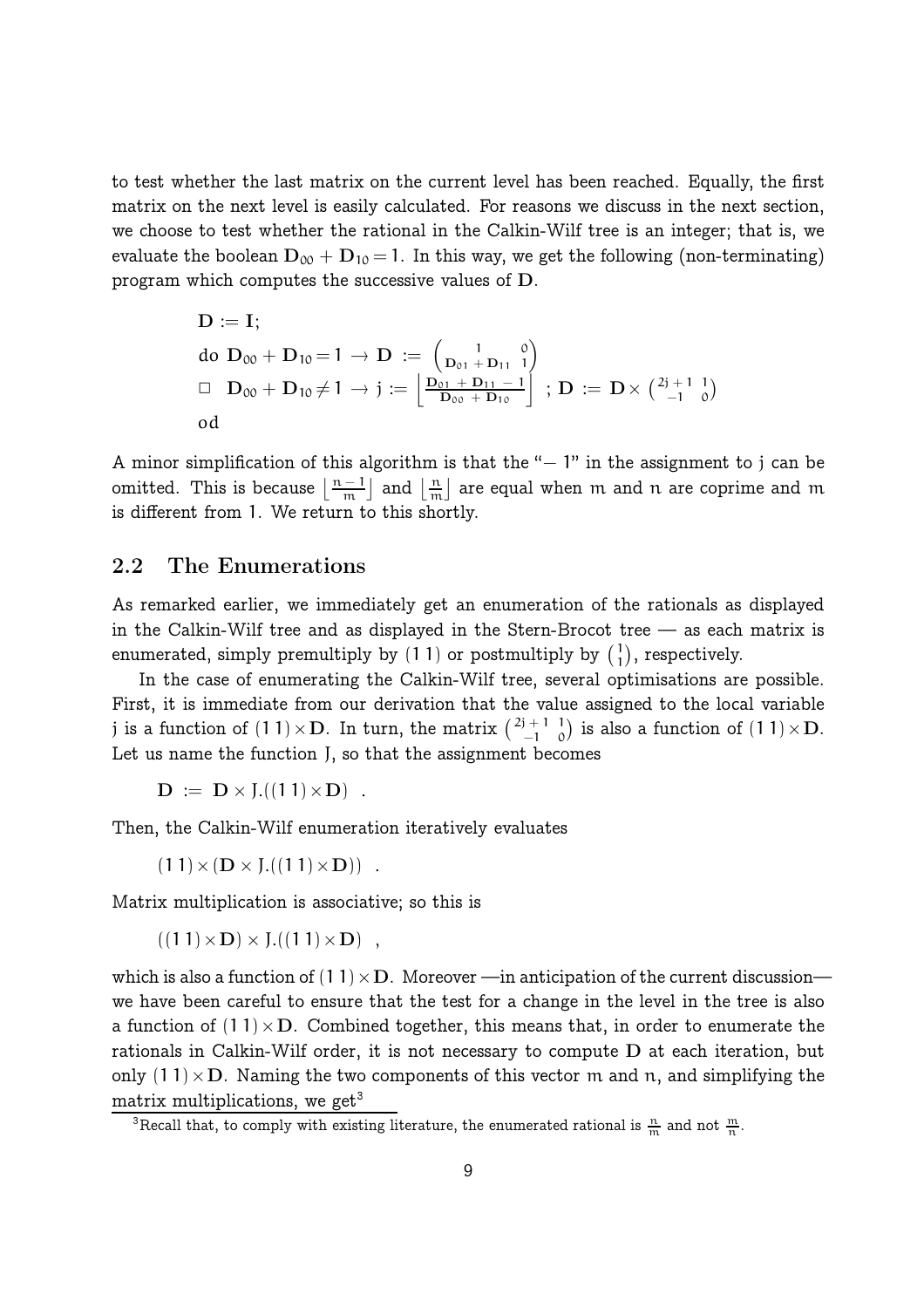to test whether the last matrix on the current level has been reached. Equally, the first matrix on the next level is easily calculated. For reasons we discuss in the next section, we choose to test whether the rational in the Calkin-Wilf tree is an integer; that is, we evaluate the boolean $\mathbf{D}_{00} + \mathbf{D}_{10} = 1$. In this way, we get the following (non-terminating) program which computes the successive values of $\mathbf{D}$.

$$
\begin{array}{l}
\mathbf{D} := \mathbf{I}; \\
\text{do } \mathbf{D}_{00} + \mathbf{D}_{10} = 1 \rightarrow \mathbf{D} := \begin{pmatrix} 1 & 0 \\ \mathbf{D}_{01} + \mathbf{D}_{11} & 1 \end{pmatrix} \\
\Box \quad \mathbf{D}_{00} + \mathbf{D}_{10} \neq 1 \rightarrow j := \left\lfloor \frac{\mathbf{D}_{01} + \mathbf{D}_{11} - 1}{\mathbf{D}_{00} + \mathbf{D}_{10}} \right\rfloor \; ; \mathbf{D} := \mathbf{D} \times \begin{pmatrix} 2j+1 & 1 \\ -1 & 0 \end{pmatrix} \\
\text{od}
\end{array}
$$

A minor simplification of this algorithm is that the "$-$ 1" in the assignment to $j$ can be omitted. This is because $\left\lfloor \frac{n-1}{m} \right\rfloor$ and $\left\lfloor \frac{n}{m} \right\rfloor$ are equal when $m$ and $n$ are coprime and $m$ is different from 1. We return to this shortly.

## 2.2 The Enumerations

As remarked earlier, we immediately get an enumeration of the rationals as displayed in the Calkin-Wilf tree and as displayed in the Stern-Brocot tree — as each matrix is enumerated, simply premultiply by $(1\,1)$ or postmultiply by $\begin{pmatrix} 1 \\ 1 \end{pmatrix}$, respectively.

In the case of enumerating the Calkin-Wilf tree, several optimisations are possible. First, it is immediate from our derivation that the value assigned to the local variable $j$ is a function of $(1\,1) \times \mathbf{D}$. In turn, the matrix $\begin{pmatrix} 2j+1 & 1 \\ -1 & 0 \end{pmatrix}$ is also a function of $(1\,1) \times \mathbf{D}$. Let us name the function J, so that the assignment becomes

$$\mathbf{D} := \mathbf{D} \times \mathrm{J}.((1\,1) \times \mathbf{D}) \quad .$$

Then, the Calkin-Wilf enumeration iteratively evaluates

$$(1\,1) \times (\mathbf{D} \times \mathrm{J}.((1\,1) \times \mathbf{D})) \quad .$$

Matrix multiplication is associative; so this is

$$((1\,1) \times \mathbf{D}) \times \mathrm{J}.((1\,1) \times \mathbf{D}) \quad ,$$

which is also a function of $(1\,1) \times \mathbf{D}$. Moreover —in anticipation of the current discussion— we have been careful to ensure that the test for a change in the level in the tree is also a function of $(1\,1) \times \mathbf{D}$. Combined together, this means that, in order to enumerate the rationals in Calkin-Wilf order, it is not necessary to compute $\mathbf{D}$ at each iteration, but only $(1\,1) \times \mathbf{D}$. Naming the two components of this vector $m$ and $n$, and simplifying the matrix multiplications, we get[3]

[3] Recall that, to comply with existing literature, the enumerated rational is $\frac{n}{m}$ and not $\frac{m}{n}$.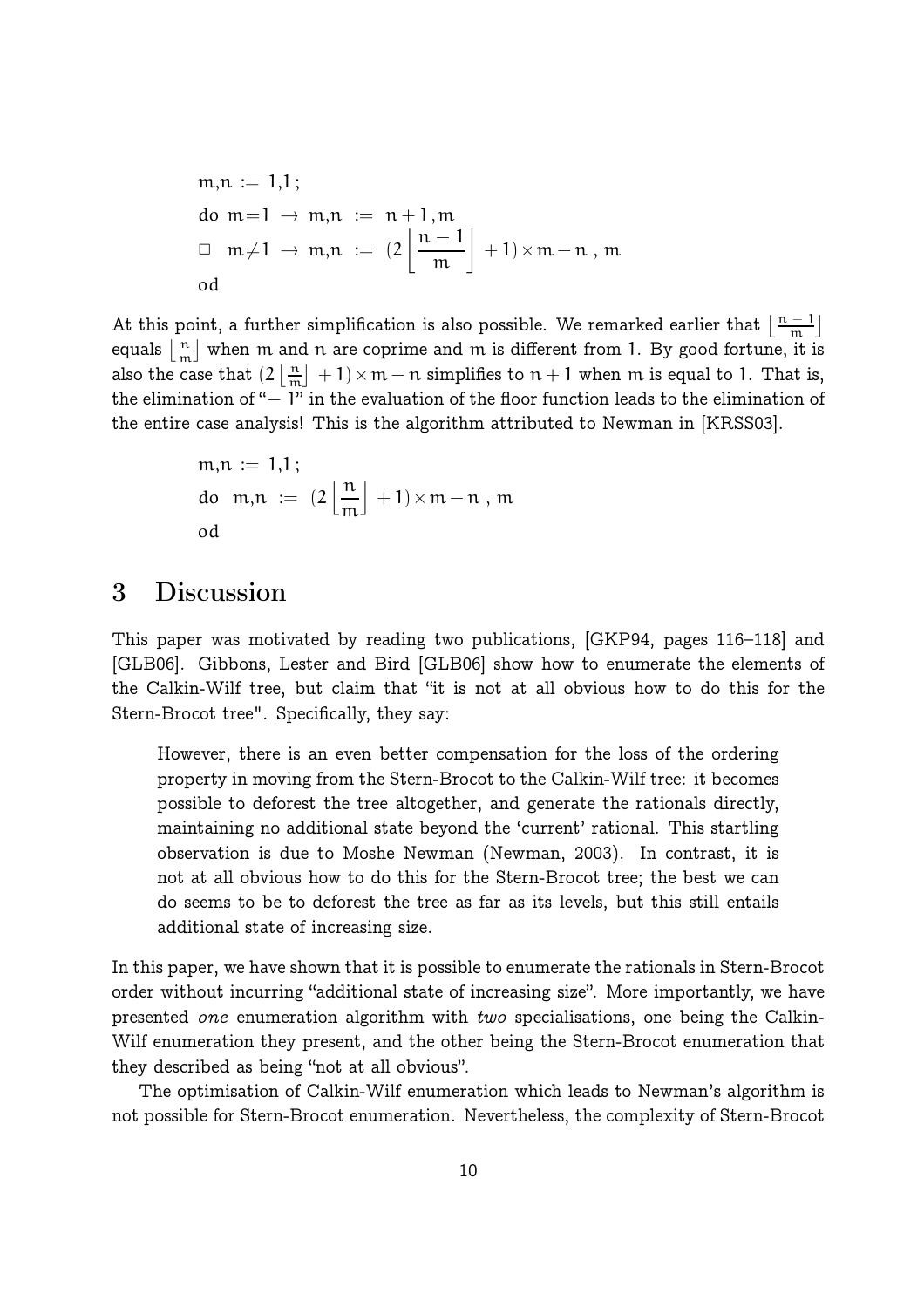$$
\begin{array}{l}
m,n := 1,1\,; \\
\text{do } m{=}1 \;\rightarrow\; m,n \;:=\; n+1, m \\
\square \;\; m{\neq}1 \;\rightarrow\; m,n \;:=\; (2\left\lfloor \dfrac{n-1}{m} \right\rfloor + 1)\times m - n \;,\; m \\
\text{od}
\end{array}
$$

At this point, a further simplification is also possible. We remarked earlier that $\lfloor \frac{n-1}{m} \rfloor$ equals $\lfloor \frac{n}{m} \rfloor$ when m and n are coprime and m is different from 1. By good fortune, it is also the case that $(2\lfloor \frac{n}{m} \rfloor + 1)\times m - n$ simplifies to $n+1$ when m is equal to 1. That is, the elimination of "$-$ 1" in the evaluation of the floor function leads to the elimination of the entire case analysis! This is the algorithm attributed to Newman in [KRSS03].

$$
\begin{array}{l}
m,n := 1,1\,; \\
\text{do } \;\; m,n \;:=\; (2\left\lfloor \dfrac{n}{m} \right\rfloor + 1)\times m - n \;,\; m \\
\text{od}
\end{array}
$$

## 3 Discussion

This paper was motivated by reading two publications, [GKP94, pages 116–118] and [GLB06]. Gibbons, Lester and Bird [GLB06] show how to enumerate the elements of the Calkin-Wilf tree, but claim that "it is not at all obvious how to do this for the Stern-Brocot tree". Specifically, they say:

> However, there is an even better compensation for the loss of the ordering property in moving from the Stern-Brocot to the Calkin-Wilf tree: it becomes possible to deforest the tree altogether, and generate the rationals directly, maintaining no additional state beyond the 'current' rational. This startling observation is due to Moshe Newman (Newman, 2003). In contrast, it is not at all obvious how to do this for the Stern-Brocot tree; the best we can do seems to be to deforest the tree as far as its levels, but this still entails additional state of increasing size.

In this paper, we have shown that it is possible to enumerate the rationals in Stern-Brocot order without incurring "additional state of increasing size". More importantly, we have presented *one* enumeration algorithm with *two* specialisations, one being the Calkin-Wilf enumeration they present, and the other being the Stern-Brocot enumeration that they described as being "not at all obvious".

The optimisation of Calkin-Wilf enumeration which leads to Newman's algorithm is not possible for Stern-Brocot enumeration. Nevertheless, the complexity of Stern-Brocot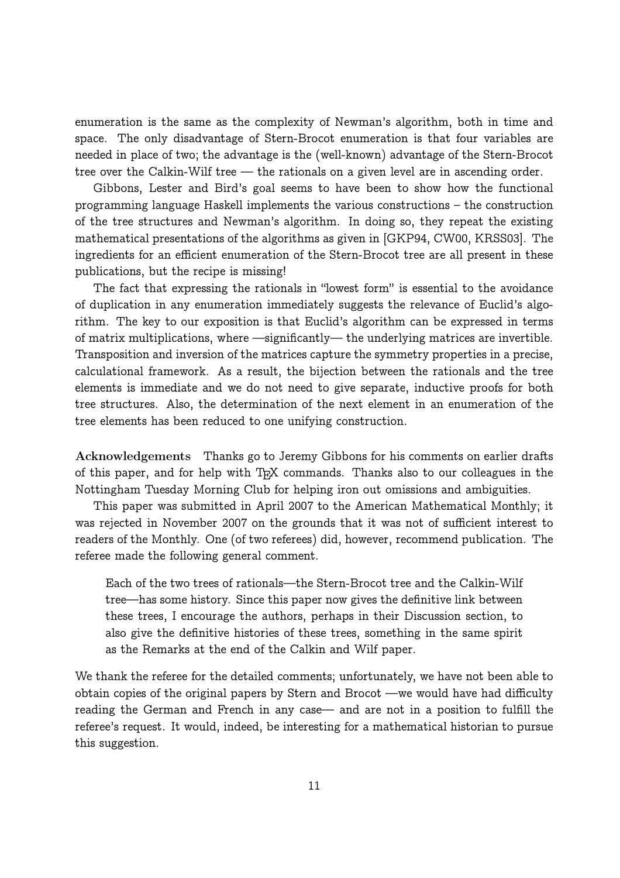enumeration is the same as the complexity of Newman's algorithm, both in time and space. The only disadvantage of Stern-Brocot enumeration is that four variables are needed in place of two; the advantage is the (well-known) advantage of the Stern-Brocot tree over the Calkin-Wilf tree — the rationals on a given level are in ascending order.

Gibbons, Lester and Bird's goal seems to have been to show how the functional programming language Haskell implements the various constructions – the construction of the tree structures and Newman's algorithm. In doing so, they repeat the existing mathematical presentations of the algorithms as given in [GKP94, CW00, KRSS03]. The ingredients for an efficient enumeration of the Stern-Brocot tree are all present in these publications, but the recipe is missing!

The fact that expressing the rationals in "lowest form" is essential to the avoidance of duplication in any enumeration immediately suggests the relevance of Euclid's algorithm. The key to our exposition is that Euclid's algorithm can be expressed in terms of matrix multiplications, where —significantly— the underlying matrices are invertible. Transposition and inversion of the matrices capture the symmetry properties in a precise, calculational framework. As a result, the bijection between the rationals and the tree elements is immediate and we do not need to give separate, inductive proofs for both tree structures. Also, the determination of the next element in an enumeration of the tree elements has been reduced to one unifying construction.

**Acknowledgements** Thanks go to Jeremy Gibbons for his comments on earlier drafts of this paper, and for help with TEX commands. Thanks also to our colleagues in the Nottingham Tuesday Morning Club for helping iron out omissions and ambiguities.

This paper was submitted in April 2007 to the American Mathematical Monthly; it was rejected in November 2007 on the grounds that it was not of sufficient interest to readers of the Monthly. One (of two referees) did, however, recommend publication. The referee made the following general comment.

> Each of the two trees of rationals—the Stern-Brocot tree and the Calkin-Wilf tree—has some history. Since this paper now gives the definitive link between these trees, I encourage the authors, perhaps in their Discussion section, to also give the definitive histories of these trees, something in the same spirit as the Remarks at the end of the Calkin and Wilf paper.

We thank the referee for the detailed comments; unfortunately, we have not been able to obtain copies of the original papers by Stern and Brocot —we would have had difficulty reading the German and French in any case— and are not in a position to fulfill the referee's request. It would, indeed, be interesting for a mathematical historian to pursue this suggestion.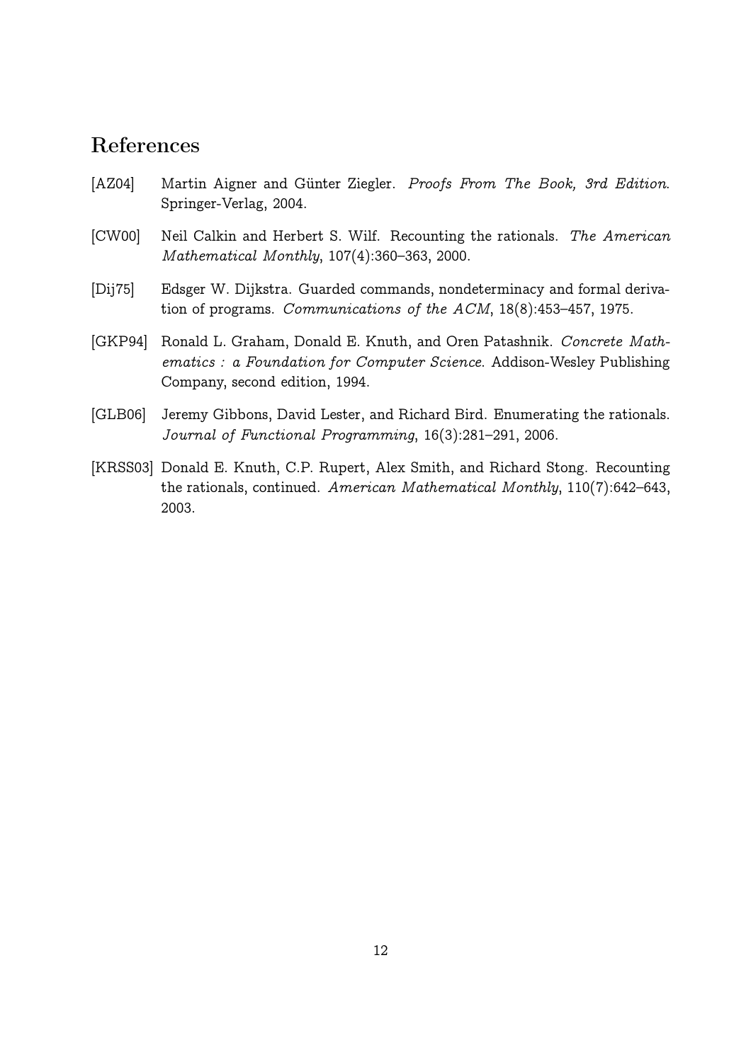# References

[AZ04] Martin Aigner and Günter Ziegler. *Proofs From The Book, 3rd Edition*. Springer-Verlag, 2004.

[CW00] Neil Calkin and Herbert S. Wilf. Recounting the rationals. *The American Mathematical Monthly*, 107(4):360–363, 2000.

[Dij75] Edsger W. Dijkstra. Guarded commands, nondeterminacy and formal derivation of programs. *Communications of the ACM*, 18(8):453–457, 1975.

[GKP94] Ronald L. Graham, Donald E. Knuth, and Oren Patashnik. *Concrete Mathematics : a Foundation for Computer Science*. Addison-Wesley Publishing Company, second edition, 1994.

[GLB06] Jeremy Gibbons, David Lester, and Richard Bird. Enumerating the rationals. *Journal of Functional Programming*, 16(3):281–291, 2006.

[KRSS03] Donald E. Knuth, C.P. Rupert, Alex Smith, and Richard Stong. Recounting the rationals, continued. *American Mathematical Monthly*, 110(7):642–643, 2003.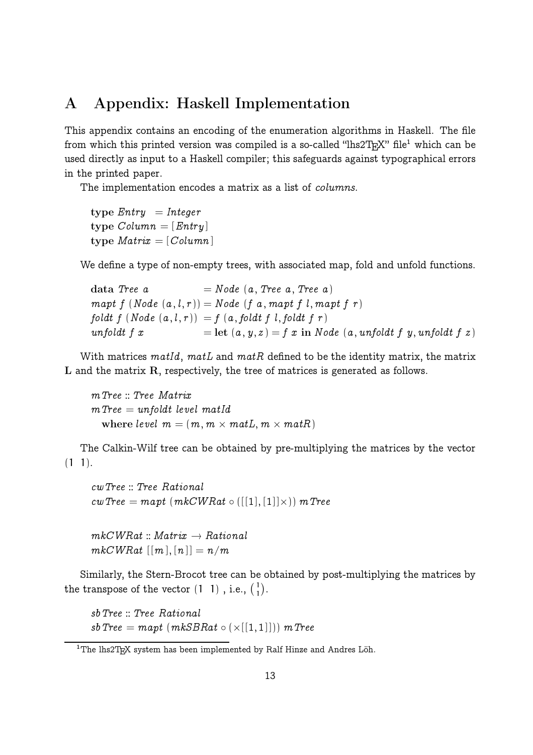# A Appendix: Haskell Implementation

This appendix contains an encoding of the enumeration algorithms in Haskell. The file from which this printed version was compiled is a so-called "lhs2TEX" file[1] which can be used directly as input to a Haskell compiler; this safeguards against typographical errors in the printed paper.

The implementation encodes a matrix as a list of *columns*.

```
type Entry  = Integer
type Column = [Entry]
type Matrix = [Column]
```

We define a type of non-empty trees, with associated map, fold and unfold functions.

```
data Tree a               = Node (a, Tree a, Tree a)
mapt f (Node (a, l, r))   = Node (f a, mapt f l, mapt f r)
foldt f (Node (a, l, r))  = f (a, foldt f l, foldt f r)
unfoldt f x               = let (a, y, z) = f x in Node (a, unfoldt f y, unfoldt f z)
```

With matrices *matId*, *matL* and *matR* defined to be the identity matrix, the matrix **L** and the matrix **R**, respectively, the tree of matrices is generated as follows.

```
mTree :: Tree Matrix
mTree = unfoldt level matId
   where level m = (m, m × matL, m × matR)
```

The Calkin-Wilf tree can be obtained by pre-multiplying the matrices by the vector $(1\ \ 1)$.

```
cwTree :: Tree Rational
cwTree = mapt (mkCWRat ∘ ([[1], [1]]×)) mTree

mkCWRat :: Matrix → Rational
mkCWRat [[m], [n]] = n/m
```

Similarly, the Stern-Brocot tree can be obtained by post-multiplying the matrices by the transpose of the vector $(1\ \ 1)$, i.e., $\binom{1}{1}$.

```
sbTree :: Tree Rational
sbTree = mapt (mkSBRat ∘ (×[[1, 1]])) mTree
```

[1] The lhs2TEX system has been implemented by Ralf Hinze and Andres Löh.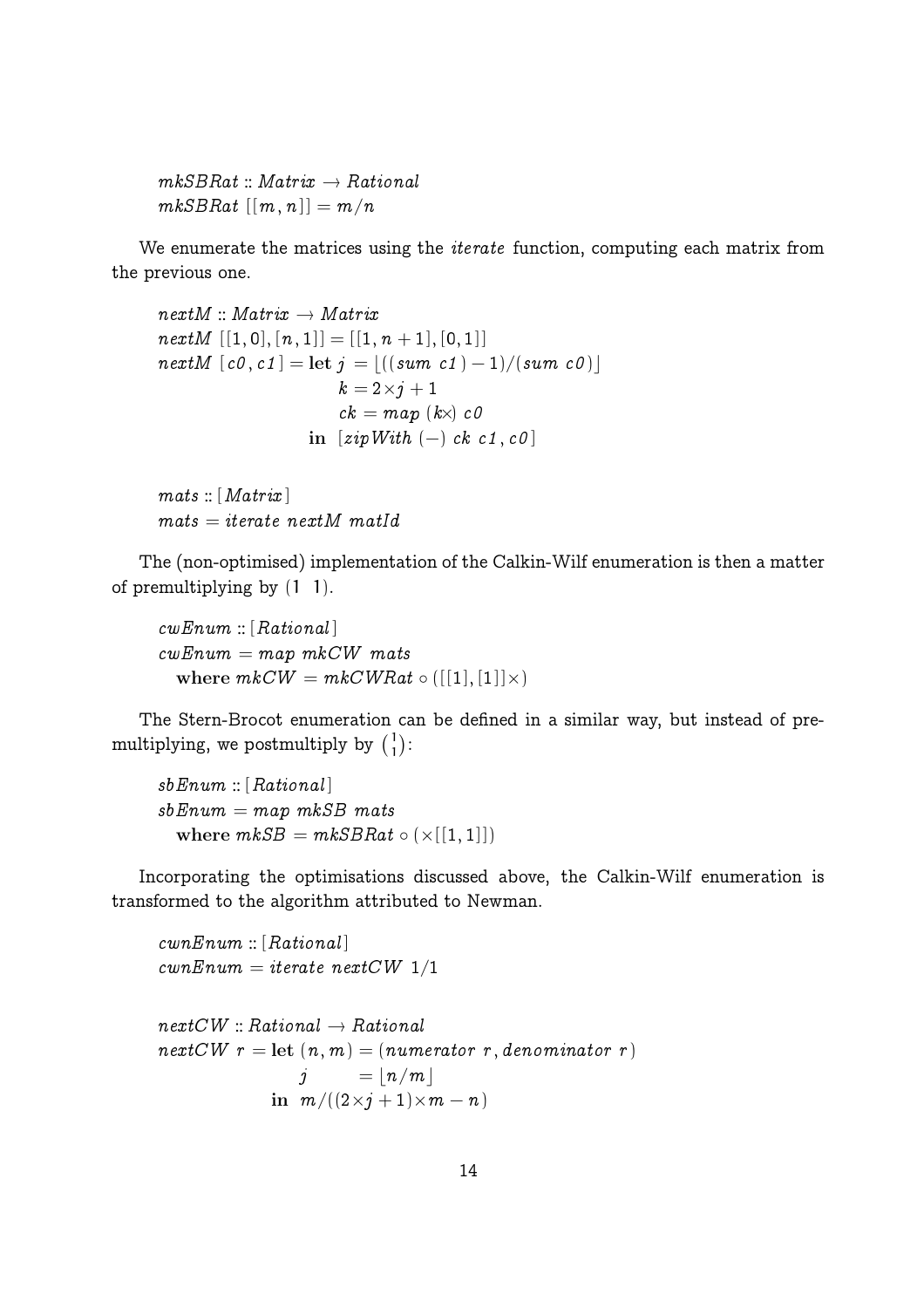```
mkSBRat :: Matrix → Rational
mkSBRat [[m, n]] = m/n
```

We enumerate the matrices using the *iterate* function, computing each matrix from the previous one.

```
nextM :: Matrix → Matrix
nextM [[1, 0], [n, 1]] = [[1, n + 1], [0, 1]]
nextM [c0, c1] = let j  = ⌊((sum c1) − 1)/(sum c0)⌋
                     k  = 2×j + 1
                     ck = map (k×) c0
                 in  [zipWith (−) ck c1, c0]
```

```
mats :: [Matrix]
mats = iterate nextM matId
```

The (non-optimised) implementation of the Calkin-Wilf enumeration is then a matter of premultiplying by $(1\ \ 1)$.

```
cwEnum :: [Rational]
cwEnum = map mkCW mats
  where mkCW = mkCWRat ∘ ([[1], [1]]×)
```

The Stern-Brocot enumeration can be defined in a similar way, but instead of premultiplying, we postmultiply by $\binom{1}{1}$:

```
sbEnum :: [Rational]
sbEnum = map mkSB mats
  where mkSB = mkSBRat ∘ (×[[1, 1]])
```

Incorporating the optimisations discussed above, the Calkin-Wilf enumeration is transformed to the algorithm attributed to Newman.

```
cwnEnum :: [Rational]
cwnEnum = iterate nextCW 1/1
```

```
nextCW :: Rational → Rational
nextCW r = let (n, m) = (numerator r, denominator r)
               j      = ⌊n/m⌋
           in  m/((2×j + 1)×m − n)
```